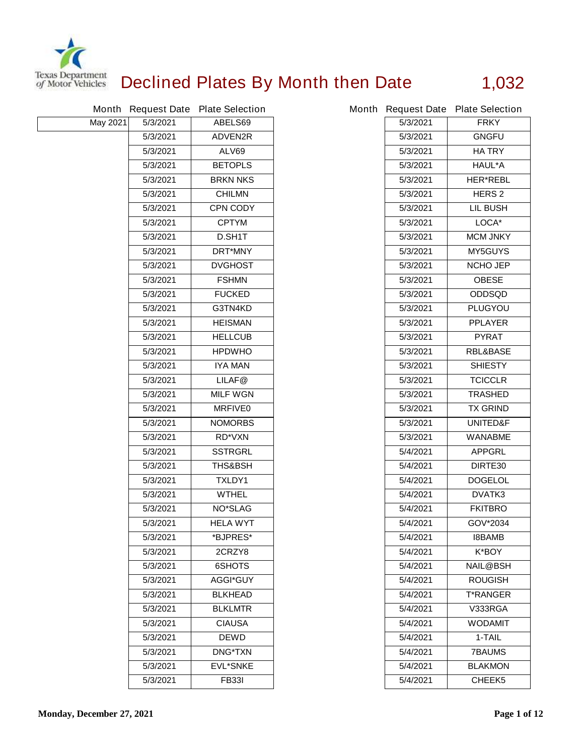Texas Department of Motor Vehicles

# Declined Plates By Month then Date

1,032

| Month | Request Date | Plate Selection |
|---|---|---|
| May 2021 | 5/3/2021 | ABELS69 |
| | 5/3/2021 | ADVEN2R |
| | 5/3/2021 | ALV69 |
| | 5/3/2021 | BETOPLS |
| | 5/3/2021 | BRKN NKS |
| | 5/3/2021 | CHILMN |
| | 5/3/2021 | CPN CODY |
| | 5/3/2021 | CPTYM |
| | 5/3/2021 | D.SH1T |
| | 5/3/2021 | DRT*MNY |
| | 5/3/2021 | DVGHOST |
| | 5/3/2021 | FSHMN |
| | 5/3/2021 | FUCKED |
| | 5/3/2021 | G3TN4KD |
| | 5/3/2021 | HEISMAN |
| | 5/3/2021 | HELLCUB |
| | 5/3/2021 | HPDWHO |
| | 5/3/2021 | IYA MAN |
| | 5/3/2021 | LILAF@ |
| | 5/3/2021 | MILF WGN |
| | 5/3/2021 | MRFIVE0 |
| | 5/3/2021 | NOMORBS |
| | 5/3/2021 | RD*VXN |
| | 5/3/2021 | SSTRGRL |
| | 5/3/2021 | THS&BSH |
| | 5/3/2021 | TXLDY1 |
| | 5/3/2021 | WTHEL |
| | 5/3/2021 | NO*SLAG |
| | 5/3/2021 | HELA WYT |
| | 5/3/2021 | *BJPRES* |
| | 5/3/2021 | 2CRZY8 |
| | 5/3/2021 | 6SHOTS |
| | 5/3/2021 | AGGI*GUY |
| | 5/3/2021 | BLKHEAD |
| | 5/3/2021 | BLKLMTR |
| | 5/3/2021 | CIAUSA |
| | 5/3/2021 | DEWD |
| | 5/3/2021 | DNG*TXN |
| | 5/3/2021 | EVL*SNKE |
| | 5/3/2021 | FB33I |
| | 5/3/2021 | FRKY |
| | 5/3/2021 | GNGFU |
| | 5/3/2021 | HA TRY |
| | 5/3/2021 | HAUL*A |
| | 5/3/2021 | HER*REBL |
| | 5/3/2021 | HERS 2 |
| | 5/3/2021 | LIL BUSH |
| | 5/3/2021 | LOCA* |
| | 5/3/2021 | MCM JNKY |
| | 5/3/2021 | MY5GUYS |
| | 5/3/2021 | NCHO JEP |
| | 5/3/2021 | OBESE |
| | 5/3/2021 | ODDSQD |
| | 5/3/2021 | PLUGYOU |
| | 5/3/2021 | PPLAYER |
| | 5/3/2021 | PYRAT |
| | 5/3/2021 | RBL&BASE |
| | 5/3/2021 | SHIESTY |
| | 5/3/2021 | TCICCLR |
| | 5/3/2021 | TRASHED |
| | 5/3/2021 | TX GRIND |
| | 5/3/2021 | UNITED&F |
| | 5/3/2021 | WANABME |
| | 5/4/2021 | APPGRL |
| | 5/4/2021 | DIRTE30 |
| | 5/4/2021 | DOGELOL |
| | 5/4/2021 | DVATK3 |
| | 5/4/2021 | FKITBRO |
| | 5/4/2021 | GOV*2034 |
| | 5/4/2021 | I8BAMB |
| | 5/4/2021 | K*BOY |
| | 5/4/2021 | NAIL@BSH |
| | 5/4/2021 | ROUGISH |
| | 5/4/2021 | T*RANGER |
| | 5/4/2021 | V333RGA |
| | 5/4/2021 | WODAMIT |
| | 5/4/2021 | 1-TAIL |
| | 5/4/2021 | 7BAUMS |
| | 5/4/2021 | BLAKMON |
| | 5/4/2021 | CHEEK5 |

Monday, December 27, 2021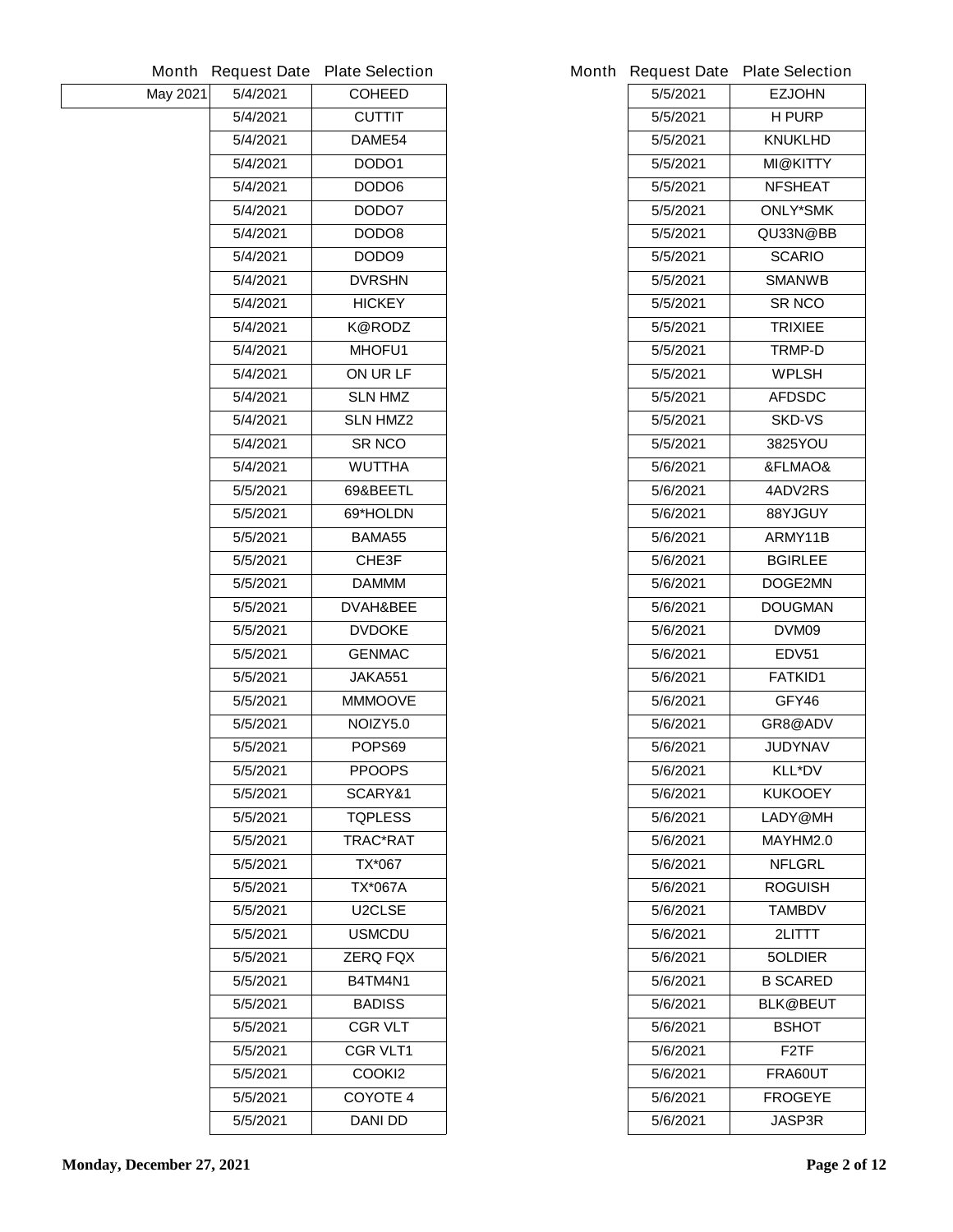| Month | Request Date | Plate Selection |
| --- | --- | --- |
| May 2021 | 5/4/2021 | COHEED |
| | 5/4/2021 | CUTTIT |
| | 5/4/2021 | DAME54 |
| | 5/4/2021 | DODO1 |
| | 5/4/2021 | DODO6 |
| | 5/4/2021 | DODO7 |
| | 5/4/2021 | DODO8 |
| | 5/4/2021 | DODO9 |
| | 5/4/2021 | DVRSHN |
| | 5/4/2021 | HICKEY |
| | 5/4/2021 | K@RODZ |
| | 5/4/2021 | MHOFU1 |
| | 5/4/2021 | ON UR LF |
| | 5/4/2021 | SLN HMZ |
| | 5/4/2021 | SLN HMZ2 |
| | 5/4/2021 | SR NCO |
| | 5/4/2021 | WUTTHA |
| | 5/5/2021 | 69&BEETL |
| | 5/5/2021 | 69*HOLDN |
| | 5/5/2021 | BAMA55 |
| | 5/5/2021 | CHE3F |
| | 5/5/2021 | DAMMM |
| | 5/5/2021 | DVAH&BEE |
| | 5/5/2021 | DVDOKE |
| | 5/5/2021 | GENMAC |
| | 5/5/2021 | JAKA551 |
| | 5/5/2021 | MMMOOVE |
| | 5/5/2021 | NOIZY5.0 |
| | 5/5/2021 | POPS69 |
| | 5/5/2021 | PPOOPS |
| | 5/5/2021 | SCARY&1 |
| | 5/5/2021 | TQPLESS |
| | 5/5/2021 | TRAC*RAT |
| | 5/5/2021 | TX*067 |
| | 5/5/2021 | TX*067A |
| | 5/5/2021 | U2CLSE |
| | 5/5/2021 | USMCDU |
| | 5/5/2021 | ZERQ FQX |
| | 5/5/2021 | B4TM4N1 |
| | 5/5/2021 | BADISS |
| | 5/5/2021 | CGR VLT |
| | 5/5/2021 | CGR VLT1 |
| | 5/5/2021 | COOKI2 |
| | 5/5/2021 | COYOTE 4 |
| | 5/5/2021 | DANI DD |
| | 5/5/2021 | EZJOHN |
| | 5/5/2021 | H PURP |
| | 5/5/2021 | KNUKLHD |
| | 5/5/2021 | MI@KITTY |
| | 5/5/2021 | NFSHEAT |
| | 5/5/2021 | ONLY*SMK |
| | 5/5/2021 | QU33N@BB |
| | 5/5/2021 | SCARIO |
| | 5/5/2021 | SMANWB |
| | 5/5/2021 | SR NCO |
| | 5/5/2021 | TRIXIEE |
| | 5/5/2021 | TRMP-D |
| | 5/5/2021 | WPLSH |
| | 5/5/2021 | AFDSDC |
| | 5/5/2021 | SKD-VS |
| | 5/5/2021 | 3825YOU |
| | 5/6/2021 | &FLMAO& |
| | 5/6/2021 | 4ADV2RS |
| | 5/6/2021 | 88YJGUY |
| | 5/6/2021 | ARMY11B |
| | 5/6/2021 | BGIRLEE |
| | 5/6/2021 | DOGE2MN |
| | 5/6/2021 | DOUGMAN |
| | 5/6/2021 | DVM09 |
| | 5/6/2021 | EDV51 |
| | 5/6/2021 | FATKID1 |
| | 5/6/2021 | GFY46 |
| | 5/6/2021 | GR8@ADV |
| | 5/6/2021 | JUDYNAV |
| | 5/6/2021 | KLL*DV |
| | 5/6/2021 | KUKOOEY |
| | 5/6/2021 | LADY@MH |
| | 5/6/2021 | MAYHM2.0 |
| | 5/6/2021 | NFLGRL |
| | 5/6/2021 | ROGUISH |
| | 5/6/2021 | TAMBDV |
| | 5/6/2021 | 2LITTT |
| | 5/6/2021 | 5OLDIER |
| | 5/6/2021 | B SCARED |
| | 5/6/2021 | BLK@BEUT |
| | 5/6/2021 | BSHOT |
| | 5/6/2021 | F2TF |
| | 5/6/2021 | FRA60UT |
| | 5/6/2021 | FROGEYE |
| | 5/6/2021 | JASP3R |

**Monday, December 27, 2021**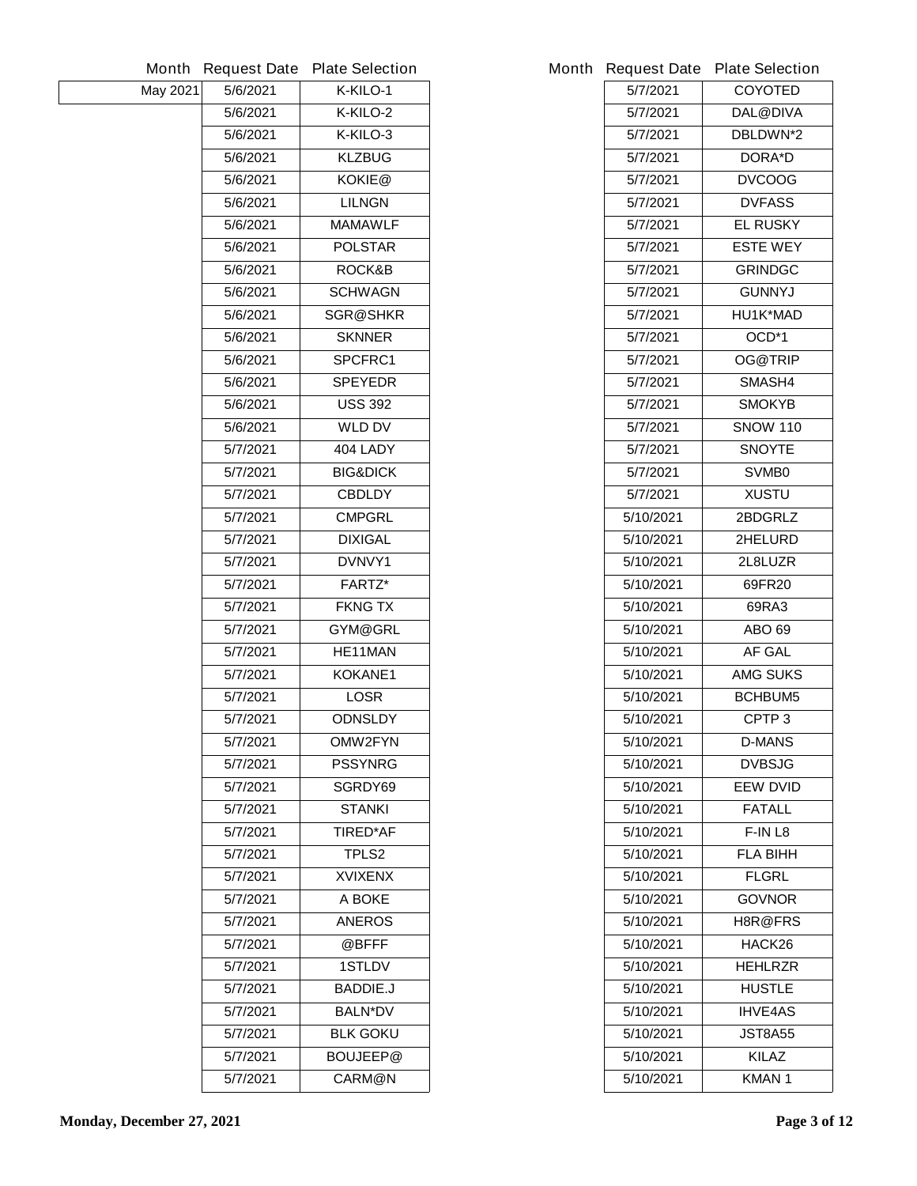| Month | Request Date | Plate Selection |
|---|---|---|
| May 2021 | 5/6/2021 | K-KILO-1 |
| | 5/6/2021 | K-KILO-2 |
| | 5/6/2021 | K-KILO-3 |
| | 5/6/2021 | KLZBUG |
| | 5/6/2021 | KOKIE@ |
| | 5/6/2021 | LILNGN |
| | 5/6/2021 | MAMAWLF |
| | 5/6/2021 | POLSTAR |
| | 5/6/2021 | ROCK&B |
| | 5/6/2021 | SCHWAGN |
| | 5/6/2021 | SGR@SHKR |
| | 5/6/2021 | SKNNER |
| | 5/6/2021 | SPCFRC1 |
| | 5/6/2021 | SPEYEDR |
| | 5/6/2021 | USS 392 |
| | 5/6/2021 | WLD DV |
| | 5/7/2021 | 404 LADY |
| | 5/7/2021 | BIG&DICK |
| | 5/7/2021 | CBDLDY |
| | 5/7/2021 | CMPGRL |
| | 5/7/2021 | DIXIGAL |
| | 5/7/2021 | DVNVY1 |
| | 5/7/2021 | FARTZ* |
| | 5/7/2021 | FKNG TX |
| | 5/7/2021 | GYM@GRL |
| | 5/7/2021 | HE11MAN |
| | 5/7/2021 | KOKANE1 |
| | 5/7/2021 | LOSR |
| | 5/7/2021 | ODNSLDY |
| | 5/7/2021 | OMW2FYN |
| | 5/7/2021 | PSSYNRG |
| | 5/7/2021 | SGRDY69 |
| | 5/7/2021 | STANKI |
| | 5/7/2021 | TIRED*AF |
| | 5/7/2021 | TPLS2 |
| | 5/7/2021 | XVIXENX |
| | 5/7/2021 | A BOKE |
| | 5/7/2021 | ANEROS |
| | 5/7/2021 | @BFFF |
| | 5/7/2021 | 1STLDV |
| | 5/7/2021 | BADDIE.J |
| | 5/7/2021 | BALN*DV |
| | 5/7/2021 | BLK GOKU |
| | 5/7/2021 | BOUJEEP@ |
| | 5/7/2021 | CARM@N |
| | 5/7/2021 | COYOTED |
| | 5/7/2021 | DAL@DIVA |
| | 5/7/2021 | DBLDWN*2 |
| | 5/7/2021 | DORA*D |
| | 5/7/2021 | DVCOOG |
| | 5/7/2021 | DVFASS |
| | 5/7/2021 | EL RUSKY |
| | 5/7/2021 | ESTE WEY |
| | 5/7/2021 | GRINDGC |
| | 5/7/2021 | GUNNYJ |
| | 5/7/2021 | HU1K*MAD |
| | 5/7/2021 | OCD*1 |
| | 5/7/2021 | OG@TRIP |
| | 5/7/2021 | SMASH4 |
| | 5/7/2021 | SMOKYB |
| | 5/7/2021 | SNOW 110 |
| | 5/7/2021 | SNOYTE |
| | 5/7/2021 | SVMB0 |
| | 5/7/2021 | XUSTU |
| | 5/10/2021 | 2BDGRLZ |
| | 5/10/2021 | 2HELURD |
| | 5/10/2021 | 2L8LUZR |
| | 5/10/2021 | 69FR20 |
| | 5/10/2021 | 69RA3 |
| | 5/10/2021 | ABO 69 |
| | 5/10/2021 | AF GAL |
| | 5/10/2021 | AMG SUKS |
| | 5/10/2021 | BCHBUM5 |
| | 5/10/2021 | CPTP 3 |
| | 5/10/2021 | D-MANS |
| | 5/10/2021 | DVBSJG |
| | 5/10/2021 | EEW DVID |
| | 5/10/2021 | FATALL |
| | 5/10/2021 | F-IN L8 |
| | 5/10/2021 | FLA BIHH |
| | 5/10/2021 | FLGRL |
| | 5/10/2021 | GOVNOR |
| | 5/10/2021 | H8R@FRS |
| | 5/10/2021 | HACK26 |
| | 5/10/2021 | HEHLRZR |
| | 5/10/2021 | HUSTLE |
| | 5/10/2021 | IHVE4AS |
| | 5/10/2021 | JST8A55 |
| | 5/10/2021 | KILAZ |
| | 5/10/2021 | KMAN 1 |

**Monday, December 27, 2021**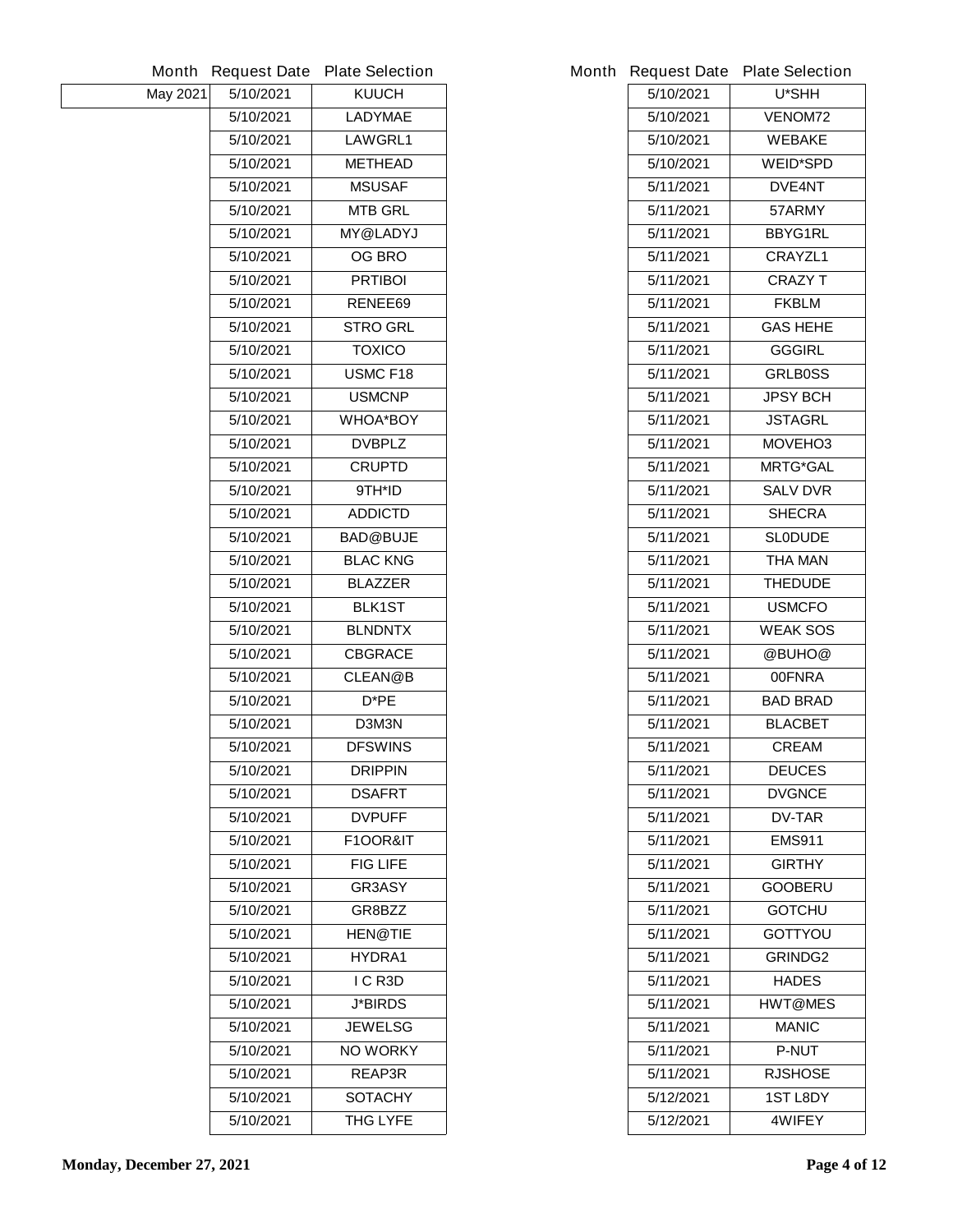| Month | Request Date | Plate Selection |
| --- | --- | --- |
| May 2021 | 5/10/2021 | KUUCH |
| | 5/10/2021 | LADYMAE |
| | 5/10/2021 | LAWGRL1 |
| | 5/10/2021 | METHEAD |
| | 5/10/2021 | MSUSAF |
| | 5/10/2021 | MTB GRL |
| | 5/10/2021 | MY@LADYJ |
| | 5/10/2021 | OG BRO |
| | 5/10/2021 | PRTIBOI |
| | 5/10/2021 | RENEE69 |
| | 5/10/2021 | STRO GRL |
| | 5/10/2021 | TOXICO |
| | 5/10/2021 | USMC F18 |
| | 5/10/2021 | USMCNP |
| | 5/10/2021 | WHOA*BOY |
| | 5/10/2021 | DVBPLZ |
| | 5/10/2021 | CRUPTD |
| | 5/10/2021 | 9TH*ID |
| | 5/10/2021 | ADDICTD |
| | 5/10/2021 | BAD@BUJE |
| | 5/10/2021 | BLAC KNG |
| | 5/10/2021 | BLAZZER |
| | 5/10/2021 | BLK1ST |
| | 5/10/2021 | BLNDNTX |
| | 5/10/2021 | CBGRACE |
| | 5/10/2021 | CLEAN@B |
| | 5/10/2021 | D*PE |
| | 5/10/2021 | D3M3N |
| | 5/10/2021 | DFSWINS |
| | 5/10/2021 | DRIPPIN |
| | 5/10/2021 | DSAFRT |
| | 5/10/2021 | DVPUFF |
| | 5/10/2021 | F1OOR&IT |
| | 5/10/2021 | FIG LIFE |
| | 5/10/2021 | GR3ASY |
| | 5/10/2021 | GR8BZZ |
| | 5/10/2021 | HEN@TIE |
| | 5/10/2021 | HYDRA1 |
| | 5/10/2021 | I C R3D |
| | 5/10/2021 | J*BIRDS |
| | 5/10/2021 | JEWELSG |
| | 5/10/2021 | NO WORKY |
| | 5/10/2021 | REAP3R |
| | 5/10/2021 | SOTACHY |
| | 5/10/2021 | THG LYFE |
| | 5/10/2021 | U*SHH |
| | 5/10/2021 | VENOM72 |
| | 5/10/2021 | WEBAKE |
| | 5/10/2021 | WEID*SPD |
| | 5/11/2021 | DVE4NT |
| | 5/11/2021 | 57ARMY |
| | 5/11/2021 | BBYG1RL |
| | 5/11/2021 | CRAYZL1 |
| | 5/11/2021 | CRAZY T |
| | 5/11/2021 | FKBLM |
| | 5/11/2021 | GAS HEHE |
| | 5/11/2021 | GGGIRL |
| | 5/11/2021 | GRLB0SS |
| | 5/11/2021 | JPSY BCH |
| | 5/11/2021 | JSTAGRL |
| | 5/11/2021 | MOVEHO3 |
| | 5/11/2021 | MRTG*GAL |
| | 5/11/2021 | SALV DVR |
| | 5/11/2021 | SHECRA |
| | 5/11/2021 | SL0DUDE |
| | 5/11/2021 | THA MAN |
| | 5/11/2021 | THEDUDE |
| | 5/11/2021 | USMCFO |
| | 5/11/2021 | WEAK SOS |
| | 5/11/2021 | @BUHO@ |
| | 5/11/2021 | 00FNRA |
| | 5/11/2021 | BAD BRAD |
| | 5/11/2021 | BLACBET |
| | 5/11/2021 | CREAM |
| | 5/11/2021 | DEUCES |
| | 5/11/2021 | DVGNCE |
| | 5/11/2021 | DV-TAR |
| | 5/11/2021 | EMS911 |
| | 5/11/2021 | GIRTHY |
| | 5/11/2021 | GOOBERU |
| | 5/11/2021 | GOTCHU |
| | 5/11/2021 | GOTTYOU |
| | 5/11/2021 | GRINDG2 |
| | 5/11/2021 | HADES |
| | 5/11/2021 | HWT@MES |
| | 5/11/2021 | MANIC |
| | 5/11/2021 | P-NUT |
| | 5/11/2021 | RJSHOSE |
| | 5/12/2021 | 1ST L8DY |
| | 5/12/2021 | 4WIFEY |

Monday, December 27, 2021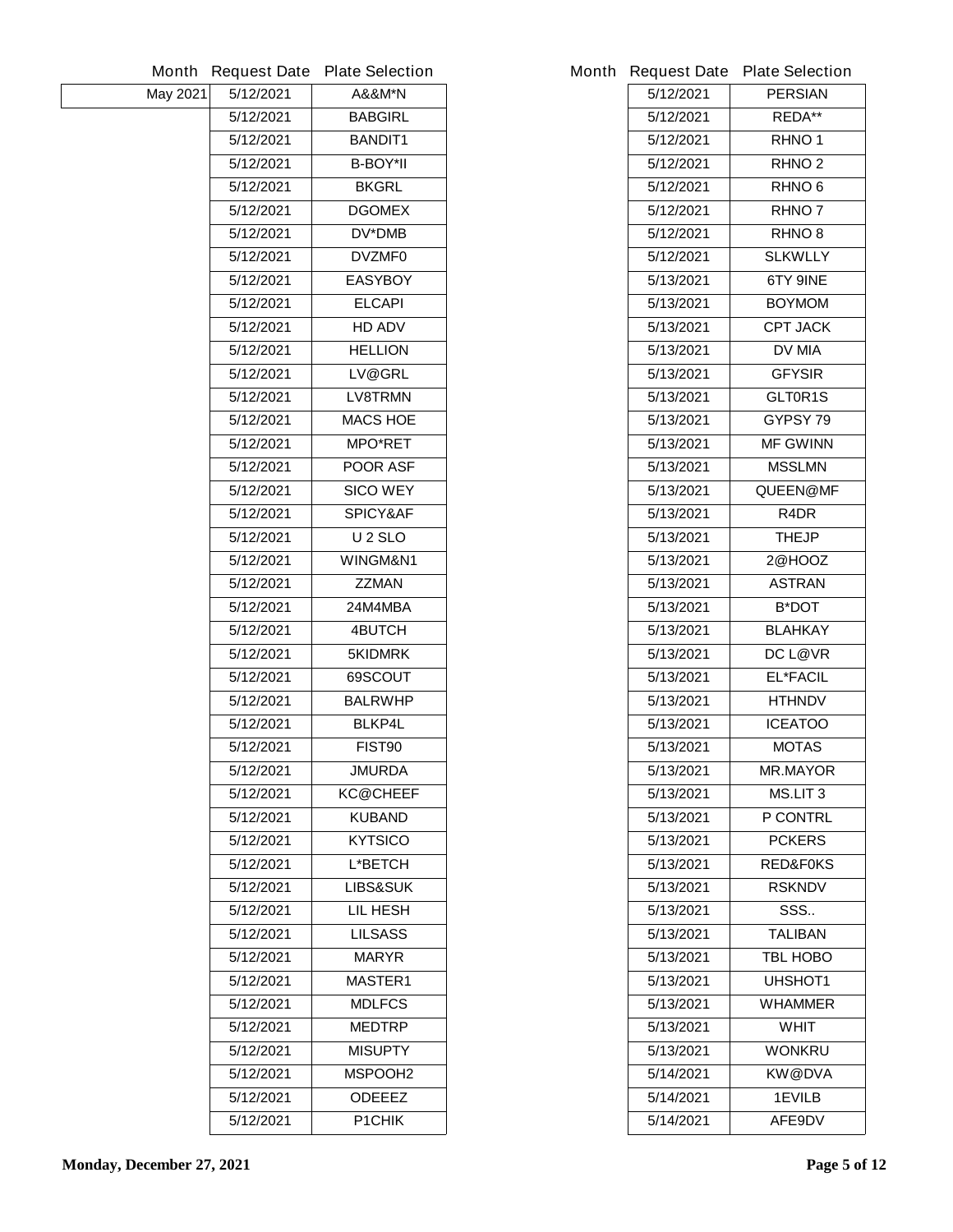| Month | Request Date | Plate Selection |
|---|---|---|
| May 2021 | 5/12/2021 | A&&M*N |
| | 5/12/2021 | BABGIRL |
| | 5/12/2021 | BANDIT1 |
| | 5/12/2021 | B-BOY*II |
| | 5/12/2021 | BKGRL |
| | 5/12/2021 | DGOMEX |
| | 5/12/2021 | DV*DMB |
| | 5/12/2021 | DVZMF0 |
| | 5/12/2021 | EASYBOY |
| | 5/12/2021 | ELCAPI |
| | 5/12/2021 | HD ADV |
| | 5/12/2021 | HELLION |
| | 5/12/2021 | LV@GRL |
| | 5/12/2021 | LV8TRMN |
| | 5/12/2021 | MACS HOE |
| | 5/12/2021 | MPO*RET |
| | 5/12/2021 | POOR ASF |
| | 5/12/2021 | SICO WEY |
| | 5/12/2021 | SPICY&AF |
| | 5/12/2021 | U 2 SLO |
| | 5/12/2021 | WINGM&N1 |
| | 5/12/2021 | ZZMAN |
| | 5/12/2021 | 24M4MBA |
| | 5/12/2021 | 4BUTCH |
| | 5/12/2021 | 5KIDMRK |
| | 5/12/2021 | 69SCOUT |
| | 5/12/2021 | BALRWHP |
| | 5/12/2021 | BLKP4L |
| | 5/12/2021 | FIST90 |
| | 5/12/2021 | JMURDA |
| | 5/12/2021 | KC@CHEEF |
| | 5/12/2021 | KUBAND |
| | 5/12/2021 | KYTSICO |
| | 5/12/2021 | L*BETCH |
| | 5/12/2021 | LIBS&SUK |
| | 5/12/2021 | LIL HESH |
| | 5/12/2021 | LILSASS |
| | 5/12/2021 | MARYR |
| | 5/12/2021 | MASTER1 |
| | 5/12/2021 | MDLFCS |
| | 5/12/2021 | MEDTRP |
| | 5/12/2021 | MISUPTY |
| | 5/12/2021 | MSPOOH2 |
| | 5/12/2021 | ODEEEZ |
| | 5/12/2021 | P1CHIK |
| | 5/12/2021 | PERSIAN |
| | 5/12/2021 | REDA** |
| | 5/12/2021 | RHNO 1 |
| | 5/12/2021 | RHNO 2 |
| | 5/12/2021 | RHNO 6 |
| | 5/12/2021 | RHNO 7 |
| | 5/12/2021 | RHNO 8 |
| | 5/12/2021 | SLKWLLY |
| | 5/13/2021 | 6TY 9INE |
| | 5/13/2021 | BOYMOM |
| | 5/13/2021 | CPT JACK |
| | 5/13/2021 | DV MIA |
| | 5/13/2021 | GFYSIR |
| | 5/13/2021 | GLT0R1S |
| | 5/13/2021 | GYPSY 79 |
| | 5/13/2021 | MF GWINN |
| | 5/13/2021 | MSSLMN |
| | 5/13/2021 | QUEEN@MF |
| | 5/13/2021 | R4DR |
| | 5/13/2021 | THEJP |
| | 5/13/2021 | 2@HOOZ |
| | 5/13/2021 | ASTRAN |
| | 5/13/2021 | B*DOT |
| | 5/13/2021 | BLAHKAY |
| | 5/13/2021 | DC L@VR |
| | 5/13/2021 | EL*FACIL |
| | 5/13/2021 | HTHNDV |
| | 5/13/2021 | ICEATOO |
| | 5/13/2021 | MOTAS |
| | 5/13/2021 | MR.MAYOR |
| | 5/13/2021 | MS.LIT 3 |
| | 5/13/2021 | P CONTRL |
| | 5/13/2021 | PCKERS |
| | 5/13/2021 | RED&F0KS |
| | 5/13/2021 | RSKNDV |
| | 5/13/2021 | SSS.. |
| | 5/13/2021 | TALIBAN |
| | 5/13/2021 | TBL HOBO |
| | 5/13/2021 | UHSHOT1 |
| | 5/13/2021 | WHAMMER |
| | 5/13/2021 | WHIT |
| | 5/13/2021 | WONKRU |
| | 5/14/2021 | KW@DVA |
| | 5/14/2021 | 1EVILB |
| | 5/14/2021 | AFE9DV |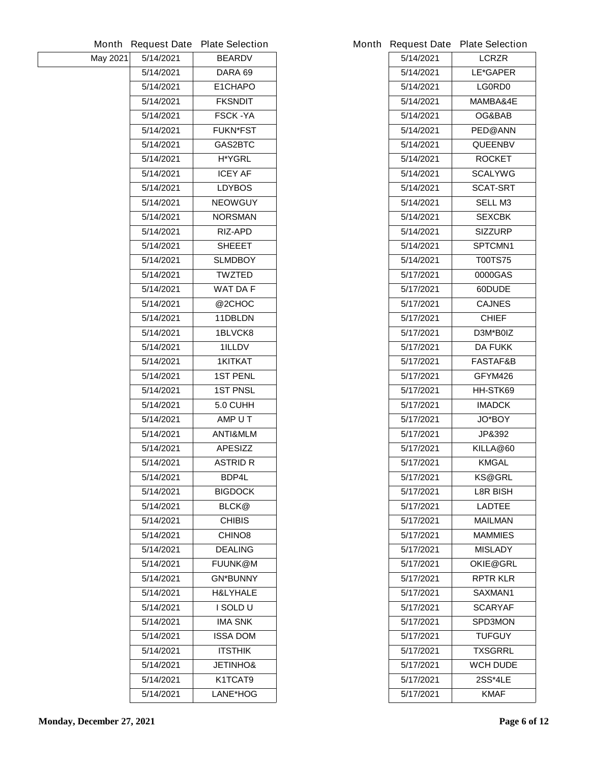| Month | Request Date | Plate Selection |
|---|---|---|
| May 2021 | 5/14/2021 | BEARDV |
| | 5/14/2021 | DARA 69 |
| | 5/14/2021 | E1CHAPO |
| | 5/14/2021 | FKSNDIT |
| | 5/14/2021 | FSCK -YA |
| | 5/14/2021 | FUKN*FST |
| | 5/14/2021 | GAS2BTC |
| | 5/14/2021 | H*YGRL |
| | 5/14/2021 | ICEY AF |
| | 5/14/2021 | LDYBOS |
| | 5/14/2021 | NEOWGUY |
| | 5/14/2021 | NORSMAN |
| | 5/14/2021 | RIZ-APD |
| | 5/14/2021 | SHEEET |
| | 5/14/2021 | SLMDBOY |
| | 5/14/2021 | TWZTED |
| | 5/14/2021 | WAT DA F |
| | 5/14/2021 | @2CHOC |
| | 5/14/2021 | 11DBLDN |
| | 5/14/2021 | 1BLVCK8 |
| | 5/14/2021 | 1ILLDV |
| | 5/14/2021 | 1KITKAT |
| | 5/14/2021 | 1ST PENL |
| | 5/14/2021 | 1ST PNSL |
| | 5/14/2021 | 5.0 CUHH |
| | 5/14/2021 | AMP U T |
| | 5/14/2021 | ANTI&MLM |
| | 5/14/2021 | APESIZZ |
| | 5/14/2021 | ASTRID R |
| | 5/14/2021 | BDP4L |
| | 5/14/2021 | BIGDOCK |
| | 5/14/2021 | BLCK@ |
| | 5/14/2021 | CHIBIS |
| | 5/14/2021 | CHINO8 |
| | 5/14/2021 | DEALING |
| | 5/14/2021 | FUUNK@M |
| | 5/14/2021 | GN*BUNNY |
| | 5/14/2021 | H&LYHALE |
| | 5/14/2021 | I SOLD U |
| | 5/14/2021 | IMA SNK |
| | 5/14/2021 | ISSA DOM |
| | 5/14/2021 | ITSTHIK |
| | 5/14/2021 | JETINHO& |
| | 5/14/2021 | K1TCAT9 |
| | 5/14/2021 | LANE*HOG |
| | 5/14/2021 | LCRZR |
| | 5/14/2021 | LE*GAPER |
| | 5/14/2021 | LG0RD0 |
| | 5/14/2021 | MAMBA&4E |
| | 5/14/2021 | OG&BAB |
| | 5/14/2021 | PED@ANN |
| | 5/14/2021 | QUEENBV |
| | 5/14/2021 | ROCKET |
| | 5/14/2021 | SCALYWG |
| | 5/14/2021 | SCAT-SRT |
| | 5/14/2021 | SELL M3 |
| | 5/14/2021 | SEXCBK |
| | 5/14/2021 | SIZZURP |
| | 5/14/2021 | SPTCMN1 |
| | 5/14/2021 | T00TS75 |
| | 5/17/2021 | 0000GAS |
| | 5/17/2021 | 60DUDE |
| | 5/17/2021 | CAJNES |
| | 5/17/2021 | CHIEF |
| | 5/17/2021 | D3M*B0IZ |
| | 5/17/2021 | DA FUKK |
| | 5/17/2021 | FASTAF&B |
| | 5/17/2021 | GFYM426 |
| | 5/17/2021 | HH-STK69 |
| | 5/17/2021 | IMADCK |
| | 5/17/2021 | JO*BOY |
| | 5/17/2021 | JP&392 |
| | 5/17/2021 | KILLA@60 |
| | 5/17/2021 | KMGAL |
| | 5/17/2021 | KS@GRL |
| | 5/17/2021 | L8R BISH |
| | 5/17/2021 | LADTEE |
| | 5/17/2021 | MAILMAN |
| | 5/17/2021 | MAMMIES |
| | 5/17/2021 | MISLADY |
| | 5/17/2021 | OKIE@GRL |
| | 5/17/2021 | RPTR KLR |
| | 5/17/2021 | SAXMAN1 |
| | 5/17/2021 | SCARYAF |
| | 5/17/2021 | SPD3MON |
| | 5/17/2021 | TUFGUY |
| | 5/17/2021 | TXSGRRL |
| | 5/17/2021 | WCH DUDE |
| | 5/17/2021 | 2SS*4LE |
| | 5/17/2021 | KMAF |

**Monday, December 27, 2021**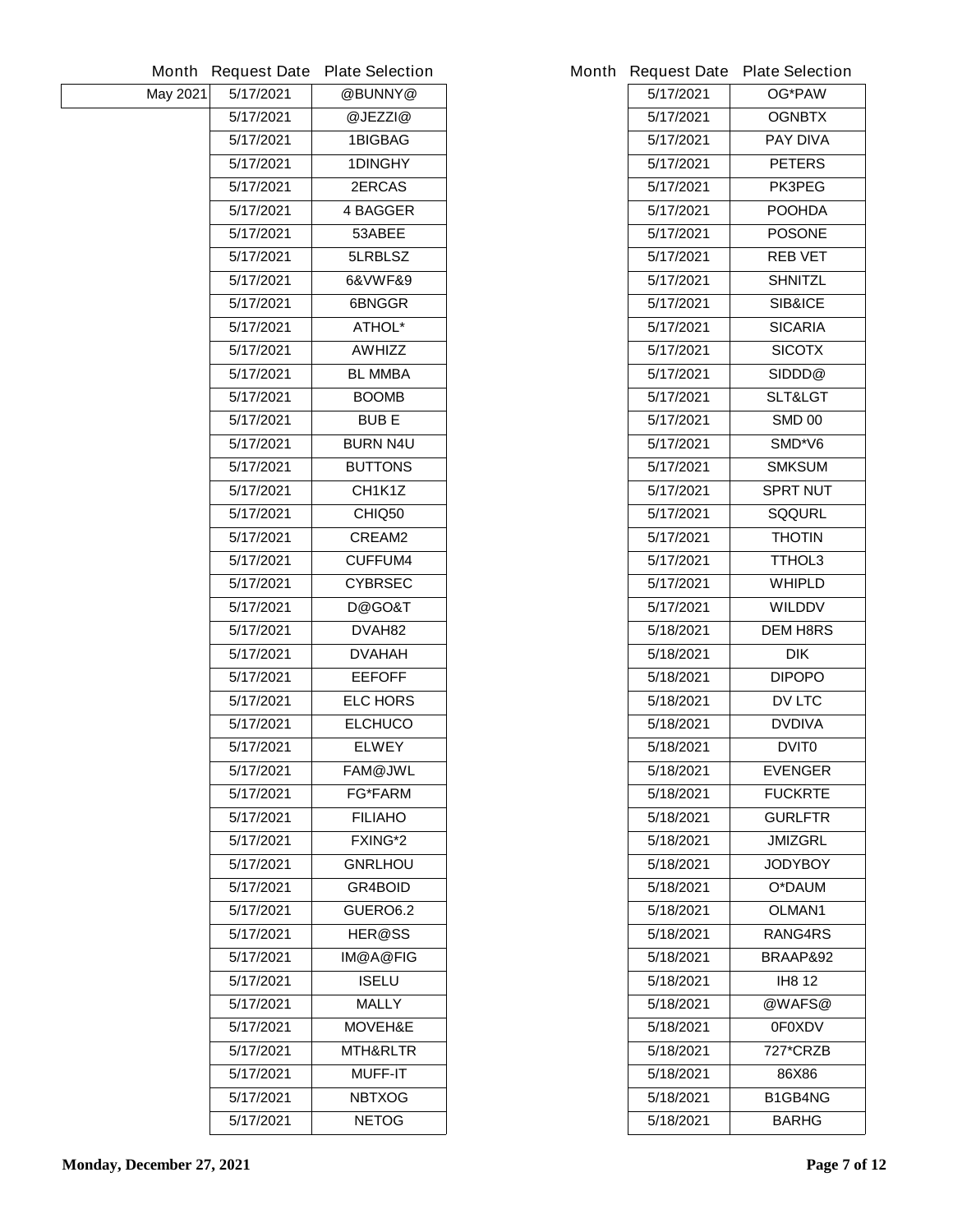| Month | Request Date | Plate Selection |
|---|---|---|
| May 2021 | 5/17/2021 | @BUNNY@ |
| | 5/17/2021 | @JEZZI@ |
| | 5/17/2021 | 1BIGBAG |
| | 5/17/2021 | 1DINGHY |
| | 5/17/2021 | 2ERCAS |
| | 5/17/2021 | 4 BAGGER |
| | 5/17/2021 | 53ABEE |
| | 5/17/2021 | 5LRBLSZ |
| | 5/17/2021 | 6&VWF&9 |
| | 5/17/2021 | 6BNGGR |
| | 5/17/2021 | ATHOL* |
| | 5/17/2021 | AWHIZZ |
| | 5/17/2021 | BL MMBA |
| | 5/17/2021 | BOOMB |
| | 5/17/2021 | BUB E |
| | 5/17/2021 | BURN N4U |
| | 5/17/2021 | BUTTONS |
| | 5/17/2021 | CH1K1Z |
| | 5/17/2021 | CHIQ50 |
| | 5/17/2021 | CREAM2 |
| | 5/17/2021 | CUFFUM4 |
| | 5/17/2021 | CYBRSEC |
| | 5/17/2021 | D@GO&T |
| | 5/17/2021 | DVAH82 |
| | 5/17/2021 | DVAHAH |
| | 5/17/2021 | EEFOFF |
| | 5/17/2021 | ELC HORS |
| | 5/17/2021 | ELCHUCO |
| | 5/17/2021 | ELWEY |
| | 5/17/2021 | FAM@JWL |
| | 5/17/2021 | FG*FARM |
| | 5/17/2021 | FILIAHO |
| | 5/17/2021 | FXING*2 |
| | 5/17/2021 | GNRLHOU |
| | 5/17/2021 | GR4BOID |
| | 5/17/2021 | GUERO6.2 |
| | 5/17/2021 | HER@SS |
| | 5/17/2021 | IM@A@FIG |
| | 5/17/2021 | ISELU |
| | 5/17/2021 | MALLY |
| | 5/17/2021 | MOVEH&E |
| | 5/17/2021 | MTH&RLTR |
| | 5/17/2021 | MUFF-IT |
| | 5/17/2021 | NBTXOG |
| | 5/17/2021 | NETOG |
| | 5/17/2021 | OG*PAW |
| | 5/17/2021 | OGNBTX |
| | 5/17/2021 | PAY DIVA |
| | 5/17/2021 | PETERS |
| | 5/17/2021 | PK3PEG |
| | 5/17/2021 | POOHDA |
| | 5/17/2021 | POSONE |
| | 5/17/2021 | REB VET |
| | 5/17/2021 | SHNITZL |
| | 5/17/2021 | SIB&ICE |
| | 5/17/2021 | SICARIA |
| | 5/17/2021 | SICOTX |
| | 5/17/2021 | SIDDD@ |
| | 5/17/2021 | SLT&LGT |
| | 5/17/2021 | SMD 00 |
| | 5/17/2021 | SMD*V6 |
| | 5/17/2021 | SMKSUM |
| | 5/17/2021 | SPRT NUT |
| | 5/17/2021 | SQQURL |
| | 5/17/2021 | THOTIN |
| | 5/17/2021 | TTHOL3 |
| | 5/17/2021 | WHIPLD |
| | 5/17/2021 | WILDDV |
| | 5/18/2021 | DEM H8RS |
| | 5/18/2021 | DIK |
| | 5/18/2021 | DIPOPO |
| | 5/18/2021 | DV LTC |
| | 5/18/2021 | DVDIVA |
| | 5/18/2021 | DVIT0 |
| | 5/18/2021 | EVENGER |
| | 5/18/2021 | FUCKRTE |
| | 5/18/2021 | GURLFTR |
| | 5/18/2021 | JMIZGRL |
| | 5/18/2021 | JODYBOY |
| | 5/18/2021 | O*DAUM |
| | 5/18/2021 | OLMAN1 |
| | 5/18/2021 | RANG4RS |
| | 5/18/2021 | BRAAP&92 |
| | 5/18/2021 | IH8 12 |
| | 5/18/2021 | @WAFS@ |
| | 5/18/2021 | 0F0XDV |
| | 5/18/2021 | 727*CRZB |
| | 5/18/2021 | 86X86 |
| | 5/18/2021 | B1GB4NG |
| | 5/18/2021 | BARHG |

**Monday, December 27, 2021**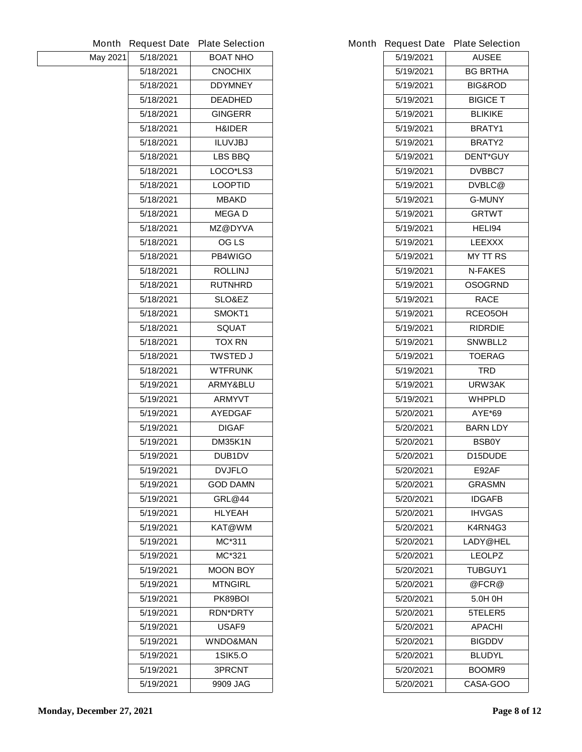| Month | Request Date | Plate Selection |
| --- | --- | --- |
| May 2021 | 5/18/2021 | BOAT NHO |
| | 5/18/2021 | CNOCHIX |
| | 5/18/2021 | DDYMNEY |
| | 5/18/2021 | DEADHED |
| | 5/18/2021 | GINGERR |
| | 5/18/2021 | H&IDER |
| | 5/18/2021 | ILUVJBJ |
| | 5/18/2021 | LBS BBQ |
| | 5/18/2021 | LOCO*LS3 |
| | 5/18/2021 | LOOPTID |
| | 5/18/2021 | MBAKD |
| | 5/18/2021 | MEGA D |
| | 5/18/2021 | MZ@DYVA |
| | 5/18/2021 | OG LS |
| | 5/18/2021 | PB4WIGO |
| | 5/18/2021 | ROLLINJ |
| | 5/18/2021 | RUTNHRD |
| | 5/18/2021 | SLO&EZ |
| | 5/18/2021 | SMOKT1 |
| | 5/18/2021 | SQUAT |
| | 5/18/2021 | TOX RN |
| | 5/18/2021 | TWSTED J |
| | 5/18/2021 | WTFRUNK |
| | 5/19/2021 | ARMY&BLU |
| | 5/19/2021 | ARMYVT |
| | 5/19/2021 | AYEDGAF |
| | 5/19/2021 | DIGAF |
| | 5/19/2021 | DM35K1N |
| | 5/19/2021 | DUB1DV |
| | 5/19/2021 | DVJFLO |
| | 5/19/2021 | GOD DAMN |
| | 5/19/2021 | GRL@44 |
| | 5/19/2021 | HLYEAH |
| | 5/19/2021 | KAT@WM |
| | 5/19/2021 | MC*311 |
| | 5/19/2021 | MC*321 |
| | 5/19/2021 | MOON BOY |
| | 5/19/2021 | MTNGIRL |
| | 5/19/2021 | PK89BOI |
| | 5/19/2021 | RDN*DRTY |
| | 5/19/2021 | USAF9 |
| | 5/19/2021 | WNDO&MAN |
| | 5/19/2021 | 1SIK5.O |
| | 5/19/2021 | 3PRCNT |
| | 5/19/2021 | 9909 JAG |
| | 5/19/2021 | AUSEE |
| | 5/19/2021 | BG BRTHA |
| | 5/19/2021 | BIG&ROD |
| | 5/19/2021 | BIGICE T |
| | 5/19/2021 | BLIKIKE |
| | 5/19/2021 | BRATY1 |
| | 5/19/2021 | BRATY2 |
| | 5/19/2021 | DENT*GUY |
| | 5/19/2021 | DVBBC7 |
| | 5/19/2021 | DVBLC@ |
| | 5/19/2021 | G-MUNY |
| | 5/19/2021 | GRTWT |
| | 5/19/2021 | HELI94 |
| | 5/19/2021 | LEEXXX |
| | 5/19/2021 | MY TT RS |
| | 5/19/2021 | N-FAKES |
| | 5/19/2021 | OSOGRND |
| | 5/19/2021 | RACE |
| | 5/19/2021 | RCEO5OH |
| | 5/19/2021 | RIDRDIE |
| | 5/19/2021 | SNWBLL2 |
| | 5/19/2021 | TOERAG |
| | 5/19/2021 | TRD |
| | 5/19/2021 | URW3AK |
| | 5/19/2021 | WHPPLD |
| | 5/20/2021 | AYE*69 |
| | 5/20/2021 | BARN LDY |
| | 5/20/2021 | BSB0Y |
| | 5/20/2021 | D15DUDE |
| | 5/20/2021 | E92AF |
| | 5/20/2021 | GRASMN |
| | 5/20/2021 | IDGAFB |
| | 5/20/2021 | IHVGAS |
| | 5/20/2021 | K4RN4G3 |
| | 5/20/2021 | LADY@HEL |
| | 5/20/2021 | LEOLPZ |
| | 5/20/2021 | TUBGUY1 |
| | 5/20/2021 | @FCR@ |
| | 5/20/2021 | 5.0H 0H |
| | 5/20/2021 | 5TELER5 |
| | 5/20/2021 | APACHI |
| | 5/20/2021 | BIGDDV |
| | 5/20/2021 | BLUDYL |
| | 5/20/2021 | BOOMR9 |
| | 5/20/2021 | CASA-GOO |

Monday, December 27, 2021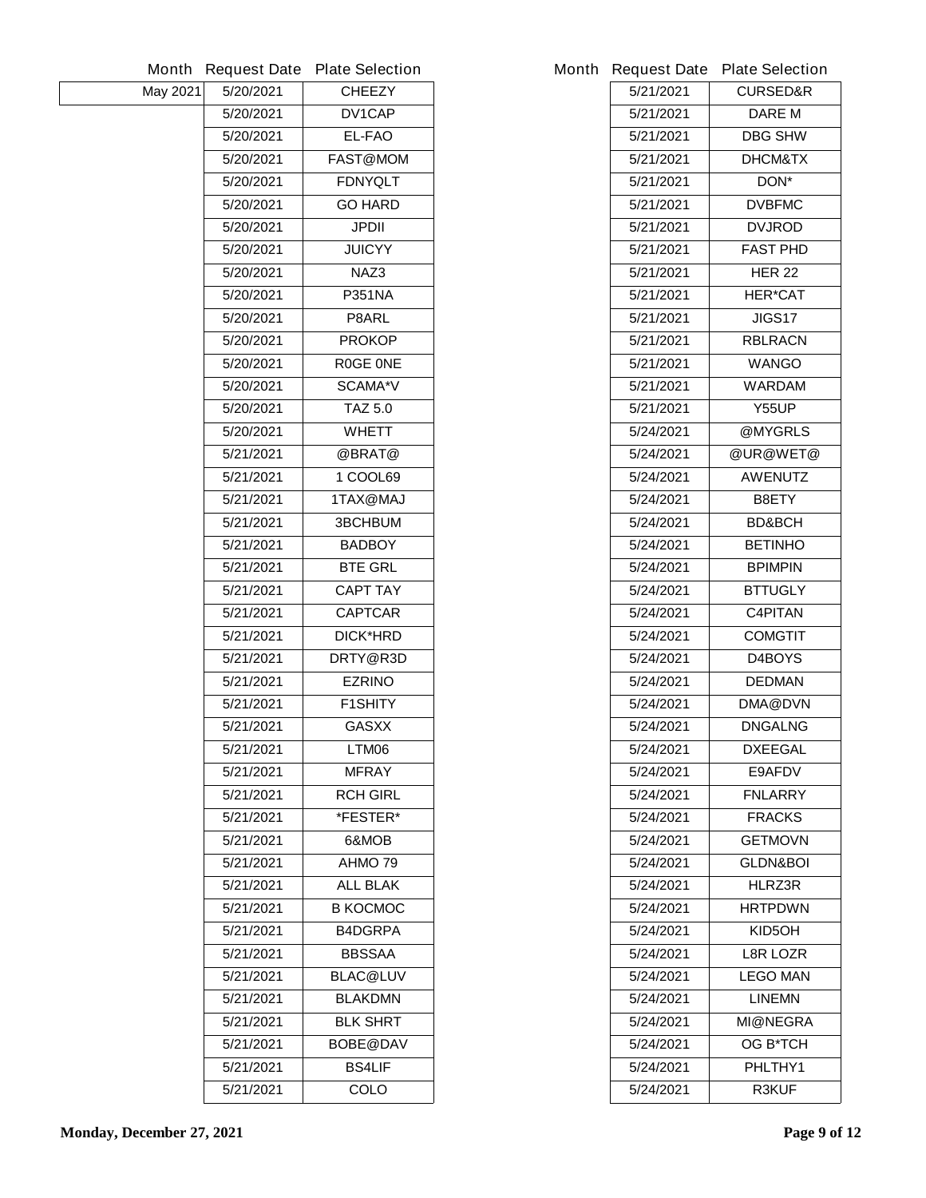| Month | Request Date | Plate Selection |
| --- | --- | --- |
| May 2021 | 5/20/2021 | CHEEZY |
| | 5/20/2021 | DV1CAP |
| | 5/20/2021 | EL-FAO |
| | 5/20/2021 | FAST@MOM |
| | 5/20/2021 | FDNYQLT |
| | 5/20/2021 | GO HARD |
| | 5/20/2021 | JPDII |
| | 5/20/2021 | JUICYY |
| | 5/20/2021 | NAZ3 |
| | 5/20/2021 | P351NA |
| | 5/20/2021 | P8ARL |
| | 5/20/2021 | PROKOP |
| | 5/20/2021 | R0GE 0NE |
| | 5/20/2021 | SCAMA*V |
| | 5/20/2021 | TAZ 5.0 |
| | 5/20/2021 | WHETT |
| | 5/21/2021 | @BRAT@ |
| | 5/21/2021 | 1 COOL69 |
| | 5/21/2021 | 1TAX@MAJ |
| | 5/21/2021 | 3BCHBUM |
| | 5/21/2021 | BADBOY |
| | 5/21/2021 | BTE GRL |
| | 5/21/2021 | CAPT TAY |
| | 5/21/2021 | CAPTCAR |
| | 5/21/2021 | DICK*HRD |
| | 5/21/2021 | DRTY@R3D |
| | 5/21/2021 | EZRINO |
| | 5/21/2021 | F1SHITY |
| | 5/21/2021 | GASXX |
| | 5/21/2021 | LTM06 |
| | 5/21/2021 | MFRAY |
| | 5/21/2021 | RCH GIRL |
| | 5/21/2021 | *FESTER* |
| | 5/21/2021 | 6&MOB |
| | 5/21/2021 | AHMO 79 |
| | 5/21/2021 | ALL BLAK |
| | 5/21/2021 | B KOCMOC |
| | 5/21/2021 | B4DGRPA |
| | 5/21/2021 | BBSSAA |
| | 5/21/2021 | BLAC@LUV |
| | 5/21/2021 | BLAKDMN |
| | 5/21/2021 | BLK SHRT |
| | 5/21/2021 | BOBE@DAV |
| | 5/21/2021 | BS4LIF |
| | 5/21/2021 | COLO |
| | 5/21/2021 | CURSED&R |
| | 5/21/2021 | DARE M |
| | 5/21/2021 | DBG SHW |
| | 5/21/2021 | DHCM&TX |
| | 5/21/2021 | DON* |
| | 5/21/2021 | DVBFMC |
| | 5/21/2021 | DVJROD |
| | 5/21/2021 | FAST PHD |
| | 5/21/2021 | HER 22 |
| | 5/21/2021 | HER*CAT |
| | 5/21/2021 | JIGS17 |
| | 5/21/2021 | RBLRACN |
| | 5/21/2021 | WANGO |
| | 5/21/2021 | WARDAM |
| | 5/21/2021 | Y55UP |
| | 5/24/2021 | @MYGRLS |
| | 5/24/2021 | @UR@WET@ |
| | 5/24/2021 | AWENUTZ |
| | 5/24/2021 | B8ETY |
| | 5/24/2021 | BD&BCH |
| | 5/24/2021 | BETINHO |
| | 5/24/2021 | BPIMPIN |
| | 5/24/2021 | BTTUGLY |
| | 5/24/2021 | C4PITAN |
| | 5/24/2021 | COMGTIT |
| | 5/24/2021 | D4BOYS |
| | 5/24/2021 | DEDMAN |
| | 5/24/2021 | DMA@DVN |
| | 5/24/2021 | DNGALNG |
| | 5/24/2021 | DXEEGAL |
| | 5/24/2021 | E9AFDV |
| | 5/24/2021 | FNLARRY |
| | 5/24/2021 | FRACKS |
| | 5/24/2021 | GETMOVN |
| | 5/24/2021 | GLDN&BOI |
| | 5/24/2021 | HLRZ3R |
| | 5/24/2021 | HRTPDWN |
| | 5/24/2021 | KID5OH |
| | 5/24/2021 | L8R LOZR |
| | 5/24/2021 | LEGO MAN |
| | 5/24/2021 | LINEMN |
| | 5/24/2021 | MI@NEGRA |
| | 5/24/2021 | OG B*TCH |
| | 5/24/2021 | PHLTHY1 |
| | 5/24/2021 | R3KUF |

Monday, December 27, 2021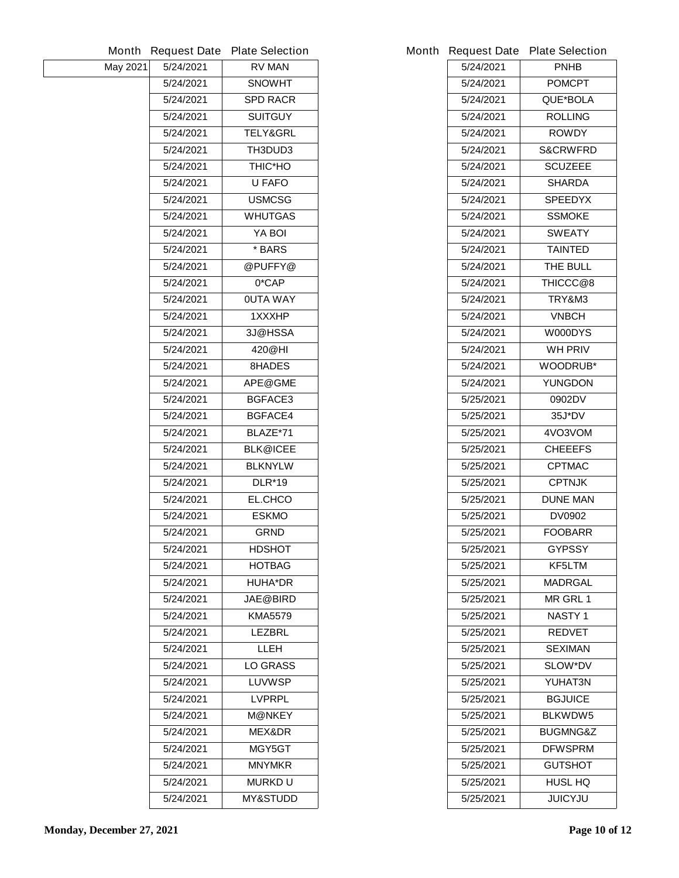| Month | Request Date | Plate Selection |
|---|---|---|
| May 2021 | 5/24/2021 | RV MAN |
| | 5/24/2021 | SNOWHT |
| | 5/24/2021 | SPD RACR |
| | 5/24/2021 | SUITGUY |
| | 5/24/2021 | TELY&GRL |
| | 5/24/2021 | TH3DUD3 |
| | 5/24/2021 | THIC*HO |
| | 5/24/2021 | U FAFO |
| | 5/24/2021 | USMCSG |
| | 5/24/2021 | WHUTGAS |
| | 5/24/2021 | YA BOI |
| | 5/24/2021 | * BARS |
| | 5/24/2021 | @PUFFY@ |
| | 5/24/2021 | 0*CAP |
| | 5/24/2021 | 0UTA WAY |
| | 5/24/2021 | 1XXXHP |
| | 5/24/2021 | 3J@HSSA |
| | 5/24/2021 | 420@HI |
| | 5/24/2021 | 8HADES |
| | 5/24/2021 | APE@GME |
| | 5/24/2021 | BGFACE3 |
| | 5/24/2021 | BGFACE4 |
| | 5/24/2021 | BLAZE*71 |
| | 5/24/2021 | BLK@ICEE |
| | 5/24/2021 | BLKNYLW |
| | 5/24/2021 | DLR*19 |
| | 5/24/2021 | EL.CHCO |
| | 5/24/2021 | ESKMO |
| | 5/24/2021 | GRND |
| | 5/24/2021 | HDSHOT |
| | 5/24/2021 | HOTBAG |
| | 5/24/2021 | HUHA*DR |
| | 5/24/2021 | JAE@BIRD |
| | 5/24/2021 | KMA5579 |
| | 5/24/2021 | LEZBRL |
| | 5/24/2021 | LLEH |
| | 5/24/2021 | LO GRASS |
| | 5/24/2021 | LUVWSP |
| | 5/24/2021 | LVPRPL |
| | 5/24/2021 | M@NKEY |
| | 5/24/2021 | MEX&DR |
| | 5/24/2021 | MGY5GT |
| | 5/24/2021 | MNYMKR |
| | 5/24/2021 | MURKD U |
| | 5/24/2021 | MY&STUDD |
| | 5/24/2021 | PNHB |
| | 5/24/2021 | POMCPT |
| | 5/24/2021 | QUE*BOLA |
| | 5/24/2021 | ROLLING |
| | 5/24/2021 | ROWDY |
| | 5/24/2021 | S&CRWFRD |
| | 5/24/2021 | SCUZEEE |
| | 5/24/2021 | SHARDA |
| | 5/24/2021 | SPEEDYX |
| | 5/24/2021 | SSMOKE |
| | 5/24/2021 | SWEATY |
| | 5/24/2021 | TAINTED |
| | 5/24/2021 | THE BULL |
| | 5/24/2021 | THICCC@8 |
| | 5/24/2021 | TRY&M3 |
| | 5/24/2021 | VNBCH |
| | 5/24/2021 | W000DYS |
| | 5/24/2021 | WH PRIV |
| | 5/24/2021 | WOODRUB* |
| | 5/24/2021 | YUNGDON |
| | 5/25/2021 | 0902DV |
| | 5/25/2021 | 35J*DV |
| | 5/25/2021 | 4VO3VOM |
| | 5/25/2021 | CHEEEFS |
| | 5/25/2021 | CPTMAC |
| | 5/25/2021 | CPTNJK |
| | 5/25/2021 | DUNE MAN |
| | 5/25/2021 | DV0902 |
| | 5/25/2021 | FOOBARR |
| | 5/25/2021 | GYPSSY |
| | 5/25/2021 | KF5LTM |
| | 5/25/2021 | MADRGAL |
| | 5/25/2021 | MR GRL 1 |
| | 5/25/2021 | NASTY 1 |
| | 5/25/2021 | REDVET |
| | 5/25/2021 | SEXIMAN |
| | 5/25/2021 | SLOW*DV |
| | 5/25/2021 | YUHAT3N |
| | 5/25/2021 | BGJUICE |
| | 5/25/2021 | BLKWDW5 |
| | 5/25/2021 | BUGMNG&Z |
| | 5/25/2021 | DFWSPRM |
| | 5/25/2021 | GUTSHOT |
| | 5/25/2021 | HUSL HQ |
| | 5/25/2021 | JUICYJU |

Monday, December 27, 2021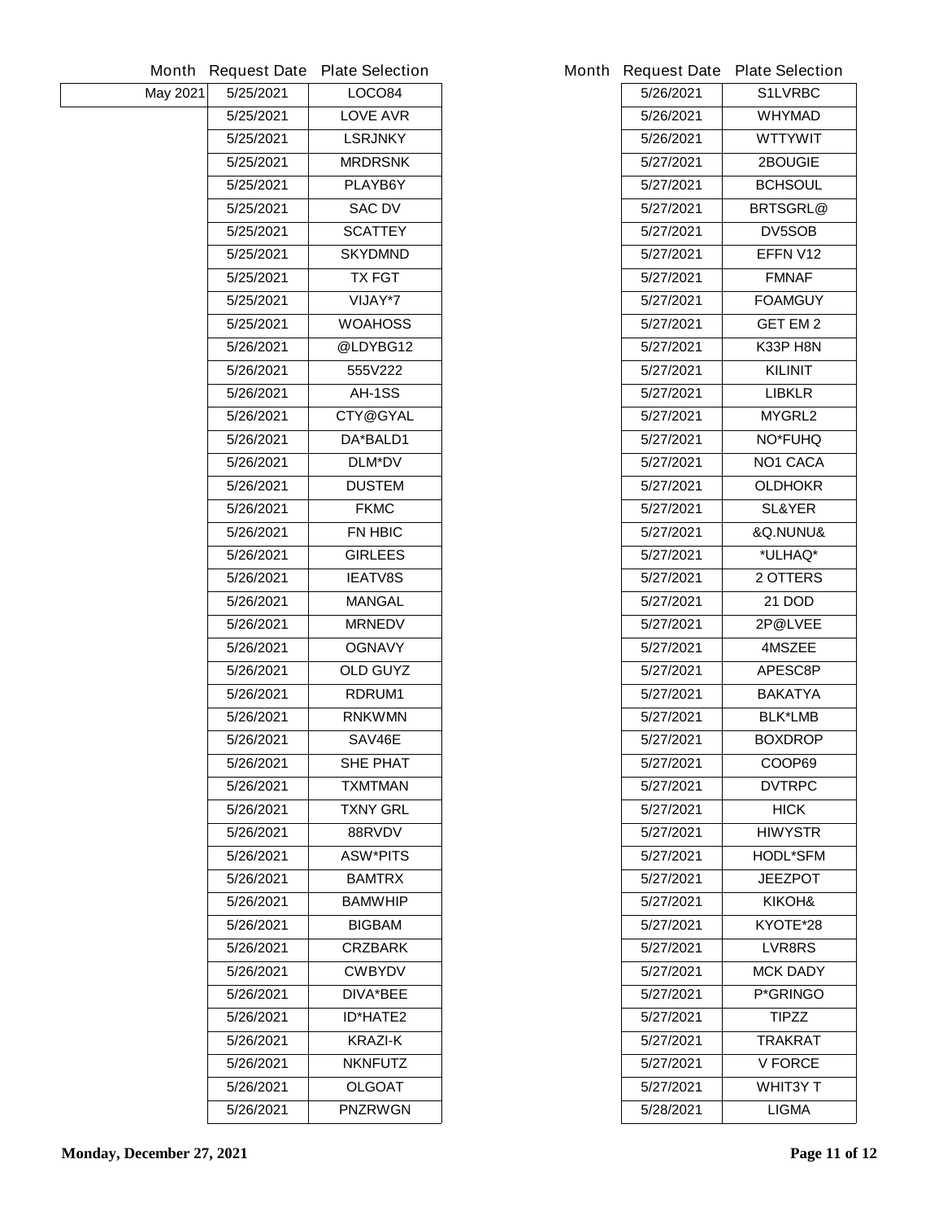| Month | Request Date | Plate Selection |
|---|---|---|
| May 2021 | 5/25/2021 | LOCO84 |
| | 5/25/2021 | LOVE AVR |
| | 5/25/2021 | LSRJNKY |
| | 5/25/2021 | MRDRSNK |
| | 5/25/2021 | PLAYB6Y |
| | 5/25/2021 | SAC DV |
| | 5/25/2021 | SCATTEY |
| | 5/25/2021 | SKYDMND |
| | 5/25/2021 | TX FGT |
| | 5/25/2021 | VIJAY*7 |
| | 5/25/2021 | WOAHOSS |
| | 5/26/2021 | @LDYBG12 |
| | 5/26/2021 | 555V222 |
| | 5/26/2021 | AH-1SS |
| | 5/26/2021 | CTY@GYAL |
| | 5/26/2021 | DA*BALD1 |
| | 5/26/2021 | DLM*DV |
| | 5/26/2021 | DUSTEM |
| | 5/26/2021 | FKMC |
| | 5/26/2021 | FN HBIC |
| | 5/26/2021 | GIRLEES |
| | 5/26/2021 | IEATV8S |
| | 5/26/2021 | MANGAL |
| | 5/26/2021 | MRNEDV |
| | 5/26/2021 | OGNAVY |
| | 5/26/2021 | OLD GUYZ |
| | 5/26/2021 | RDRUM1 |
| | 5/26/2021 | RNKWMN |
| | 5/26/2021 | SAV46E |
| | 5/26/2021 | SHE PHAT |
| | 5/26/2021 | TXMTMAN |
| | 5/26/2021 | TXNY GRL |
| | 5/26/2021 | 88RVDV |
| | 5/26/2021 | ASW*PITS |
| | 5/26/2021 | BAMTRX |
| | 5/26/2021 | BAMWHIP |
| | 5/26/2021 | BIGBAM |
| | 5/26/2021 | CRZBARK |
| | 5/26/2021 | CWBYDV |
| | 5/26/2021 | DIVA*BEE |
| | 5/26/2021 | ID*HATE2 |
| | 5/26/2021 | KRAZI-K |
| | 5/26/2021 | NKNFUTZ |
| | 5/26/2021 | OLGOAT |
| | 5/26/2021 | PNZRWGN |

| Month | Request Date | Plate Selection |
|---|---|---|
| | 5/26/2021 | S1LVRBC |
| | 5/26/2021 | WHYMAD |
| | 5/26/2021 | WTTYWIT |
| | 5/27/2021 | 2BOUGIE |
| | 5/27/2021 | BCHSOUL |
| | 5/27/2021 | BRTSGRL@ |
| | 5/27/2021 | DV5SOB |
| | 5/27/2021 | EFFN V12 |
| | 5/27/2021 | FMNAF |
| | 5/27/2021 | FOAMGUY |
| | 5/27/2021 | GET EM 2 |
| | 5/27/2021 | K33P H8N |
| | 5/27/2021 | KILINIT |
| | 5/27/2021 | LIBKLR |
| | 5/27/2021 | MYGRL2 |
| | 5/27/2021 | NO*FUHQ |
| | 5/27/2021 | NO1 CACA |
| | 5/27/2021 | OLDHOKR |
| | 5/27/2021 | SL&YER |
| | 5/27/2021 | &Q.NUNU& |
| | 5/27/2021 | *ULHAQ* |
| | 5/27/2021 | 2 OTTERS |
| | 5/27/2021 | 21 DOD |
| | 5/27/2021 | 2P@LVEE |
| | 5/27/2021 | 4MSZEE |
| | 5/27/2021 | APESC8P |
| | 5/27/2021 | BAKATYA |
| | 5/27/2021 | BLK*LMB |
| | 5/27/2021 | BOXDROP |
| | 5/27/2021 | COOP69 |
| | 5/27/2021 | DVTRPC |
| | 5/27/2021 | HICK |
| | 5/27/2021 | HIWYSTR |
| | 5/27/2021 | HODL*SFM |
| | 5/27/2021 | JEEZPOT |
| | 5/27/2021 | KIKOH& |
| | 5/27/2021 | KYOTE*28 |
| | 5/27/2021 | LVR8RS |
| | 5/27/2021 | MCK DADY |
| | 5/27/2021 | P*GRINGO |
| | 5/27/2021 | TIPZZ |
| | 5/27/2021 | TRAKRAT |
| | 5/27/2021 | V FORCE |
| | 5/27/2021 | WHIT3Y T |
| | 5/28/2021 | LIGMA |

**Monday, December 27, 2021**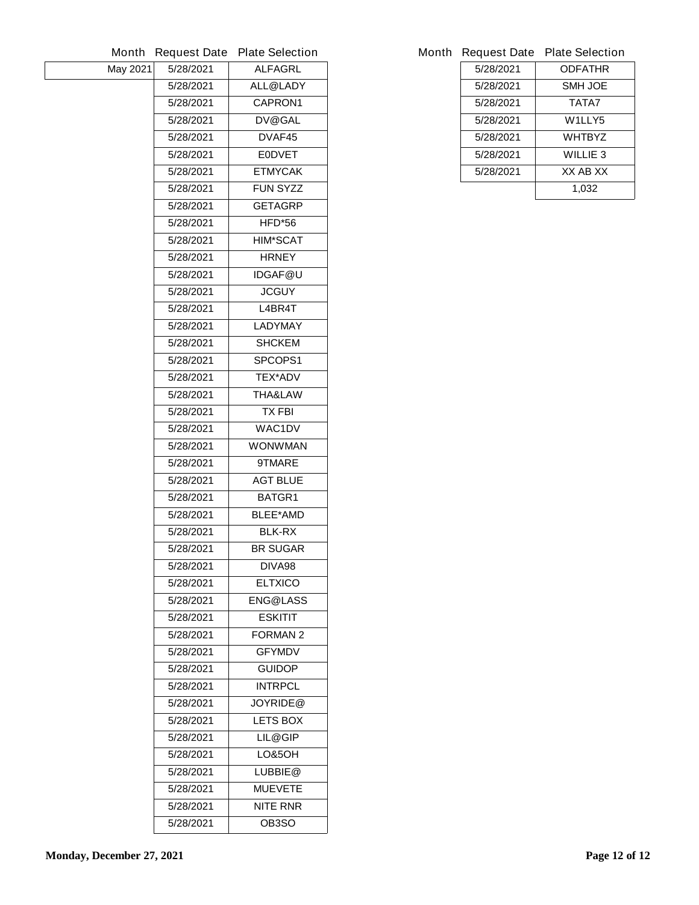| Month | Request Date | Plate Selection |
| --- | --- | --- |
| May 2021 | 5/28/2021 | ALFAGRL |
| | 5/28/2021 | ALL@LADY |
| | 5/28/2021 | CAPRON1 |
| | 5/28/2021 | DV@GAL |
| | 5/28/2021 | DVAF45 |
| | 5/28/2021 | E0DVET |
| | 5/28/2021 | ETMYCAK |
| | 5/28/2021 | FUN SYZZ |
| | 5/28/2021 | GETAGRP |
| | 5/28/2021 | HFD*56 |
| | 5/28/2021 | HIM*SCAT |
| | 5/28/2021 | HRNEY |
| | 5/28/2021 | IDGAF@U |
| | 5/28/2021 | JCGUY |
| | 5/28/2021 | L4BR4T |
| | 5/28/2021 | LADYMAY |
| | 5/28/2021 | SHCKEM |
| | 5/28/2021 | SPCOPS1 |
| | 5/28/2021 | TEX*ADV |
| | 5/28/2021 | THA&LAW |
| | 5/28/2021 | TX FBI |
| | 5/28/2021 | WAC1DV |
| | 5/28/2021 | WONWMAN |
| | 5/28/2021 | 9TMARE |
| | 5/28/2021 | AGT BLUE |
| | 5/28/2021 | BATGR1 |
| | 5/28/2021 | BLEE*AMD |
| | 5/28/2021 | BLK-RX |
| | 5/28/2021 | BR SUGAR |
| | 5/28/2021 | DIVA98 |
| | 5/28/2021 | ELTXICO |
| | 5/28/2021 | ENG@LASS |
| | 5/28/2021 | ESKITIT |
| | 5/28/2021 | FORMAN 2 |
| | 5/28/2021 | GFYMDV |
| | 5/28/2021 | GUIDOP |
| | 5/28/2021 | INTRPCL |
| | 5/28/2021 | JOYRIDE@ |
| | 5/28/2021 | LETS BOX |
| | 5/28/2021 | LIL@GIP |
| | 5/28/2021 | LO&5OH |
| | 5/28/2021 | LUBBIE@ |
| | 5/28/2021 | MUEVETE |
| | 5/28/2021 | NITE RNR |
| | 5/28/2021 | OB3SO |
| | 5/28/2021 | ODFATHR |
| | 5/28/2021 | SMH JOE |
| | 5/28/2021 | TATA7 |
| | 5/28/2021 | W1LLY5 |
| | 5/28/2021 | WHTBYZ |
| | 5/28/2021 | WILLIE 3 |
| | 5/28/2021 | XX AB XX |
| | | 1,032 |

Monday, December 27, 2021